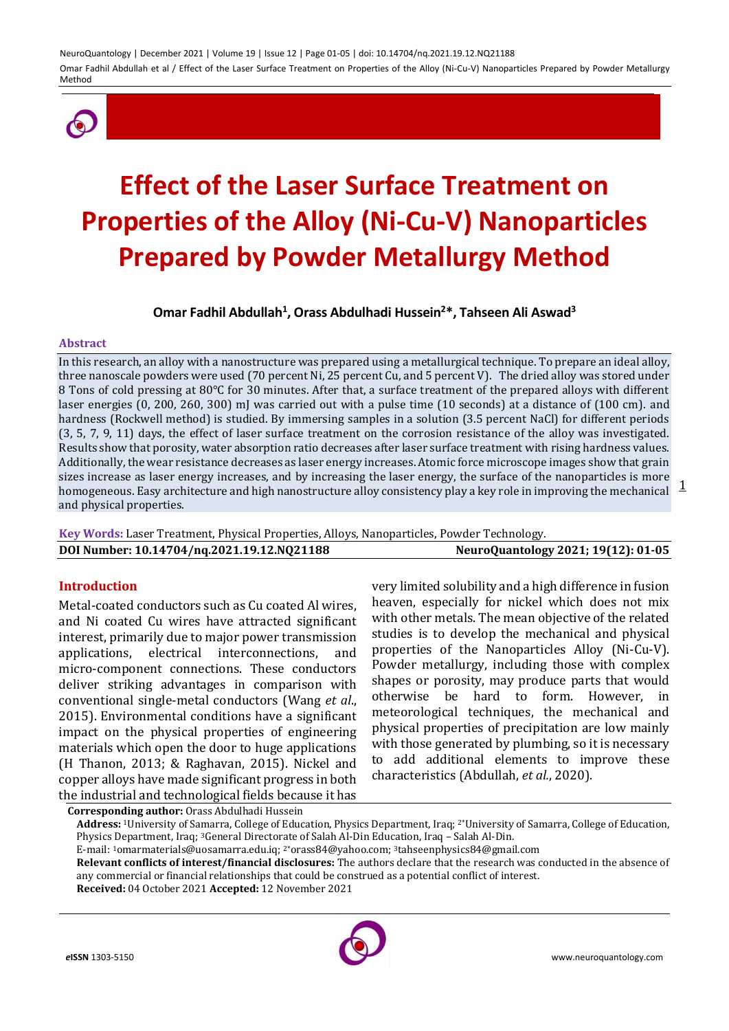# Effect of the Laser Surface Treatment on Properties of the Alloy (Ni-Cu-V) Nanoparticles Prepared by Powder Metallurgy Method

**Omar Fadhil Abdullah[1], Orass Abdulhadi Hussein[2]*, Tahseen Ali Aswad[3]**

### Abstract

In this research, an alloy with a nanostructure was prepared using a metallurgical technique. To prepare an ideal alloy, three nanoscale powders were used (70 percent Ni, 25 percent Cu, and 5 percent V). The dried alloy was stored under 8 Tons of cold pressing at 80°C for 30 minutes. After that, a surface treatment of the prepared alloys with different laser energies (0, 200, 260, 300) mJ was carried out with a pulse time (10 seconds) at a distance of (100 cm). and hardness (Rockwell method) is studied. By immersing samples in a solution (3.5 percent NaCl) for different periods (3, 5, 7, 9, 11) days, the effect of laser surface treatment on the corrosion resistance of the alloy was investigated. Results show that porosity, water absorption ratio decreases after laser surface treatment with rising hardness values. Additionally, the wear resistance decreases as laser energy increases. Atomic force microscope images show that grain sizes increase as laser energy increases, and by increasing the laser energy, the surface of the nanoparticles is more homogeneous. Easy architecture and high nanostructure alloy consistency play a key role in improving the mechanical and physical properties.

**Key Words:** Laser Treatment, Physical Properties, Alloys, Nanoparticles, Powder Technology.

**DOI Number: 10.14704/nq.2021.19.12.NQ21188** | **NeuroQuantology 2021; 19(12): 01-05**

## Introduction

Metal-coated conductors such as Cu coated Al wires, and Ni coated Cu wires have attracted significant interest, primarily due to major power transmission applications, electrical interconnections, and micro-component connections. These conductors deliver striking advantages in comparison with conventional single-metal conductors (Wang *et al*., 2015). Environmental conditions have a significant impact on the physical properties of engineering materials which open the door to huge applications (H Thanon, 2013; & Raghavan, 2015). Nickel and copper alloys have made significant progress in both the industrial and technological fields because it has very limited solubility and a high difference in fusion heaven, especially for nickel which does not mix with other metals. The mean objective of the related studies is to develop the mechanical and physical properties of the Nanoparticles Alloy (Ni-Cu-V). Powder metallurgy, including those with complex shapes or porosity, may produce parts that would otherwise be hard to form. However, in meteorological techniques, the mechanical and physical properties of precipitation are low mainly with those generated by plumbing, so it is necessary to add additional elements to improve these characteristics (Abdullah, *et al*., 2020).

**Corresponding author:** Orass Abdulhadi Hussein

**Address:** [1]University of Samarra, College of Education, Physics Department, Iraq; [2*]University of Samarra, College of Education, Physics Department, Iraq; [3]General Directorate of Salah Al-Din Education, Iraq – Salah Al-Din.

E-mail: [1]omarmaterials@uosamarra.edu.iq; [2*]orass84@yahoo.com; [3]tahseenphysics84@gmail.com

**Relevant conflicts of interest/financial disclosures:** The authors declare that the research was conducted in the absence of any commercial or financial relationships that could be construed as a potential conflict of interest.

**Received:** 04 October 2021 **Accepted:** 12 November 2021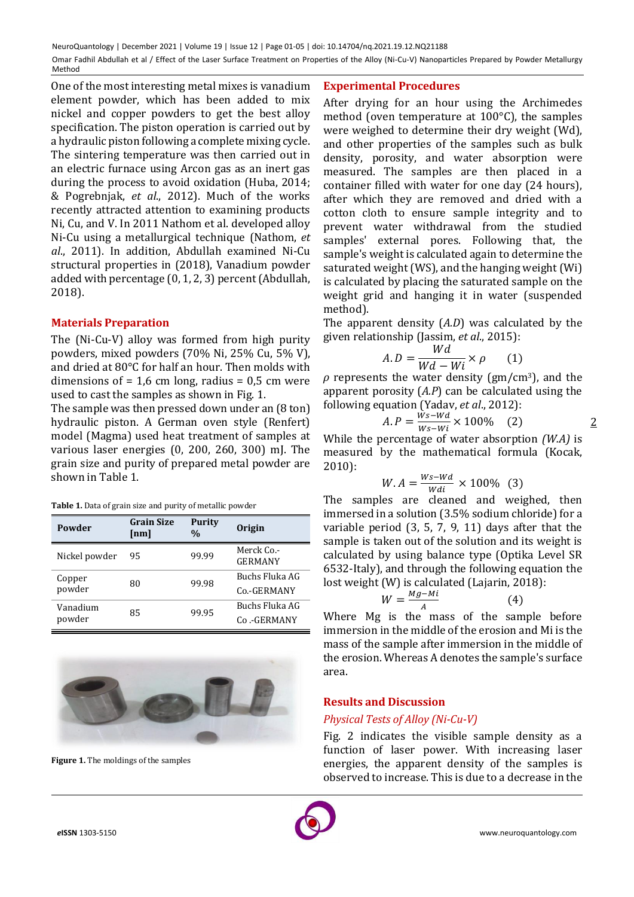One of the most interesting metal mixes is vanadium element powder, which has been added to mix nickel and copper powders to get the best alloy specification. The piston operation is carried out by a hydraulic piston following a complete mixing cycle. The sintering temperature was then carried out in an electric furnace using Arcon gas as an inert gas during the process to avoid oxidation (Huba, 2014; & Pogrebnjak, *et al*., 2012). Much of the works recently attracted attention to examining products Ni, Cu, and V. In 2011 Nathom et al. developed alloy Ni-Cu using a metallurgical technique (Nathom, *et al*., 2011). In addition, Abdullah examined Ni-Cu structural properties in (2018), Vanadium powder added with percentage (0, 1, 2, 3) percent (Abdullah, 2018).

## Materials Preparation

The (Ni-Cu-V) alloy was formed from high purity powders, mixed powders (70% Ni, 25% Cu, 5% V), and dried at 80°C for half an hour. Then molds with dimensions of = 1,6 cm long, radius = 0,5 cm were used to cast the samples as shown in Fig. 1.

The sample was then pressed down under an (8 ton) hydraulic piston. A German oven style (Renfert) model (Magma) used heat treatment of samples at various laser energies (0, 200, 260, 300) mJ. The grain size and purity of prepared metal powder are shown in Table 1.

**Table 1.** Data of grain size and purity of metallic powder

| Powder | Grain Size [nm] | Purity % | Origin |
|---|---|---|---|
| Nickel powder | 95 | 99.99 | Merck Co.-GERMANY |
| Copper powder | 80 | 99.98 | Buchs Fluka AG Co.-GERMANY |
| Vanadium powder | 85 | 99.95 | Buchs Fluka AG Co .-GERMANY |

**Figure 1.** The moldings of the samples

## Experimental Procedures

After drying for an hour using the Archimedes method (oven temperature at 100°C), the samples were weighed to determine their dry weight (Wd), and other properties of the samples such as bulk density, porosity, and water absorption were measured. The samples are then placed in a container filled with water for one day (24 hours), after which they are removed and dried with a cotton cloth to ensure sample integrity and to prevent water withdrawal from the studied samples' external pores. Following that, the sample's weight is calculated again to determine the saturated weight (WS), and the hanging weight (Wi) is calculated by placing the saturated sample on the weight grid and hanging it in water (suspended method).

The apparent density (*A.D*) was calculated by the given relationship (Jassim, *et al*., 2015):

$$A.D = \frac{Wd}{Wd - Wi} \times \rho \qquad (1)$$

$\rho$ represents the water density (gm/cm$^3$), and the apparent porosity (*A.P*) can be calculated using the following equation (Yadav, *et al*., 2012):

$$A.P = \frac{Ws - Wd}{Ws - Wi} \times 100\% \qquad (2)$$

While the percentage of water absorption *(W.A)* is measured by the mathematical formula (Kocak, 2010):

$$W.A = \frac{Ws - Wd}{Wdi} \times 100\% \qquad (3)$$

The samples are cleaned and weighed, then immersed in a solution (3.5% sodium chloride) for a variable period (3, 5, 7, 9, 11) days after that the sample is taken out of the solution and its weight is calculated by using balance type (Optika Level SR 6532-Italy), and through the following equation the lost weight (W) is calculated (Lajarin, 2018):

$$W = \frac{Mg - Mi}{A} \qquad (4)$$

Where Mg is the mass of the sample before immersion in the middle of the erosion and Mi is the mass of the sample after immersion in the middle of the erosion. Whereas A denotes the sample's surface area.

## Results and Discussion

### *Physical Tests of Alloy (Ni-Cu-V)*

Fig. 2 indicates the visible sample density as a function of laser power. With increasing laser energies, the apparent density of the samples is observed to increase. This is due to a decrease in the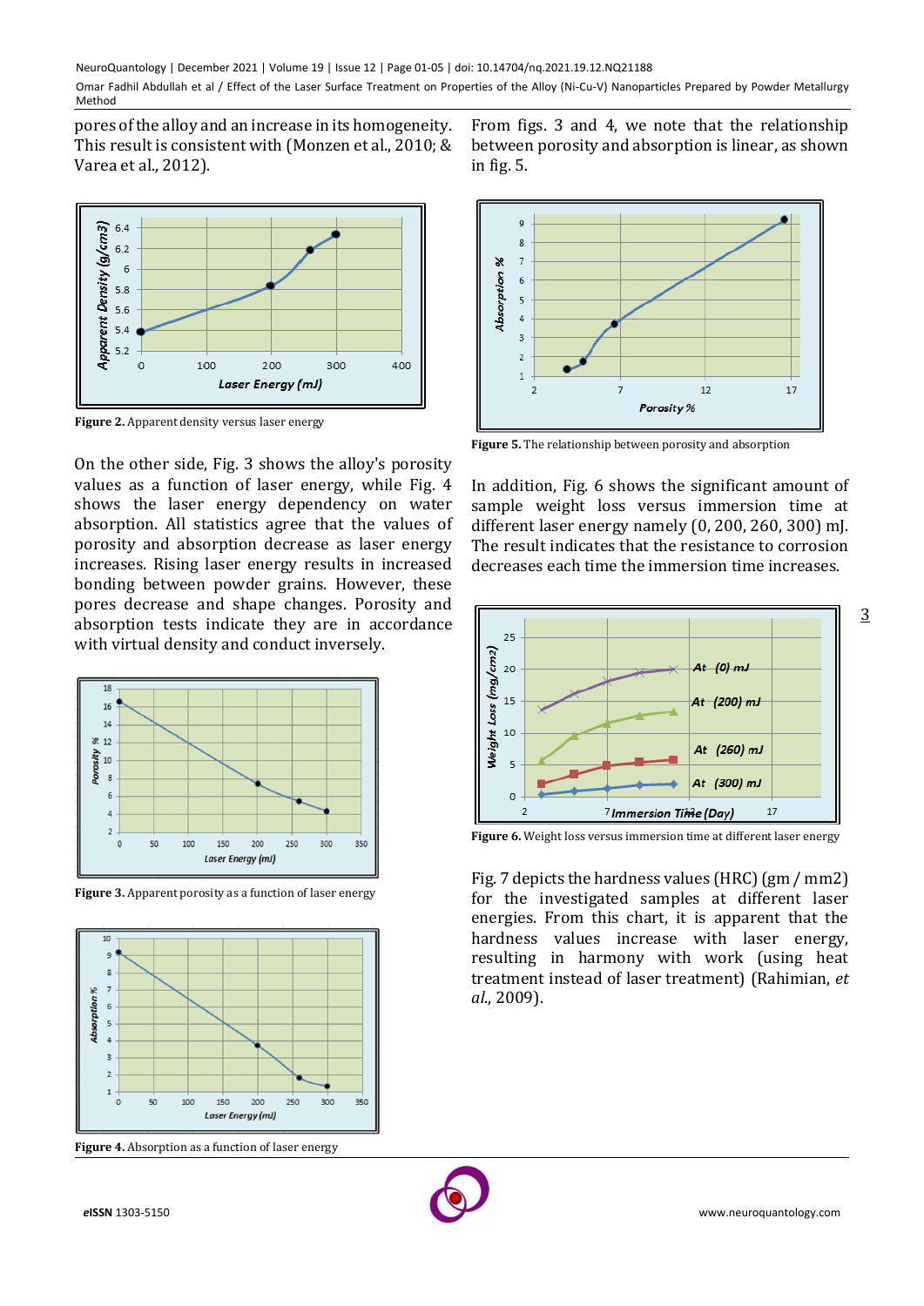pores of the alloy and an increase in its homogeneity. This result is consistent with (Monzen et al., 2010; & Varea et al., 2012).

Figure 2. Apparent density versus laser energy

On the other side, Fig. 3 shows the alloy's porosity values as a function of laser energy, while Fig. 4 shows the laser energy dependency on water absorption. All statistics agree that the values of porosity and absorption decrease as laser energy increases. Rising laser energy results in increased bonding between powder grains. However, these pores decrease and shape changes. Porosity and absorption tests indicate they are in accordance with virtual density and conduct inversely.

Figure 3. Apparent porosity as a function of laser energy

Figure 4. Absorption as a function of laser energy

From figs. 3 and 4, we note that the relationship between porosity and absorption is linear, as shown in fig. 5.

Figure 5. The relationship between porosity and absorption

In addition, Fig. 6 shows the significant amount of sample weight loss versus immersion time at different laser energy namely (0, 200, 260, 300) mJ. The result indicates that the resistance to corrosion decreases each time the immersion time increases.

Figure 6. Weight loss versus immersion time at different laser energy

Fig. 7 depicts the hardness values (HRC) (gm / mm2) for the investigated samples at different laser energies. From this chart, it is apparent that the hardness values increase with laser energy, resulting in harmony with work (using heat treatment instead of laser treatment) (Rahimian, *et al.*, 2009).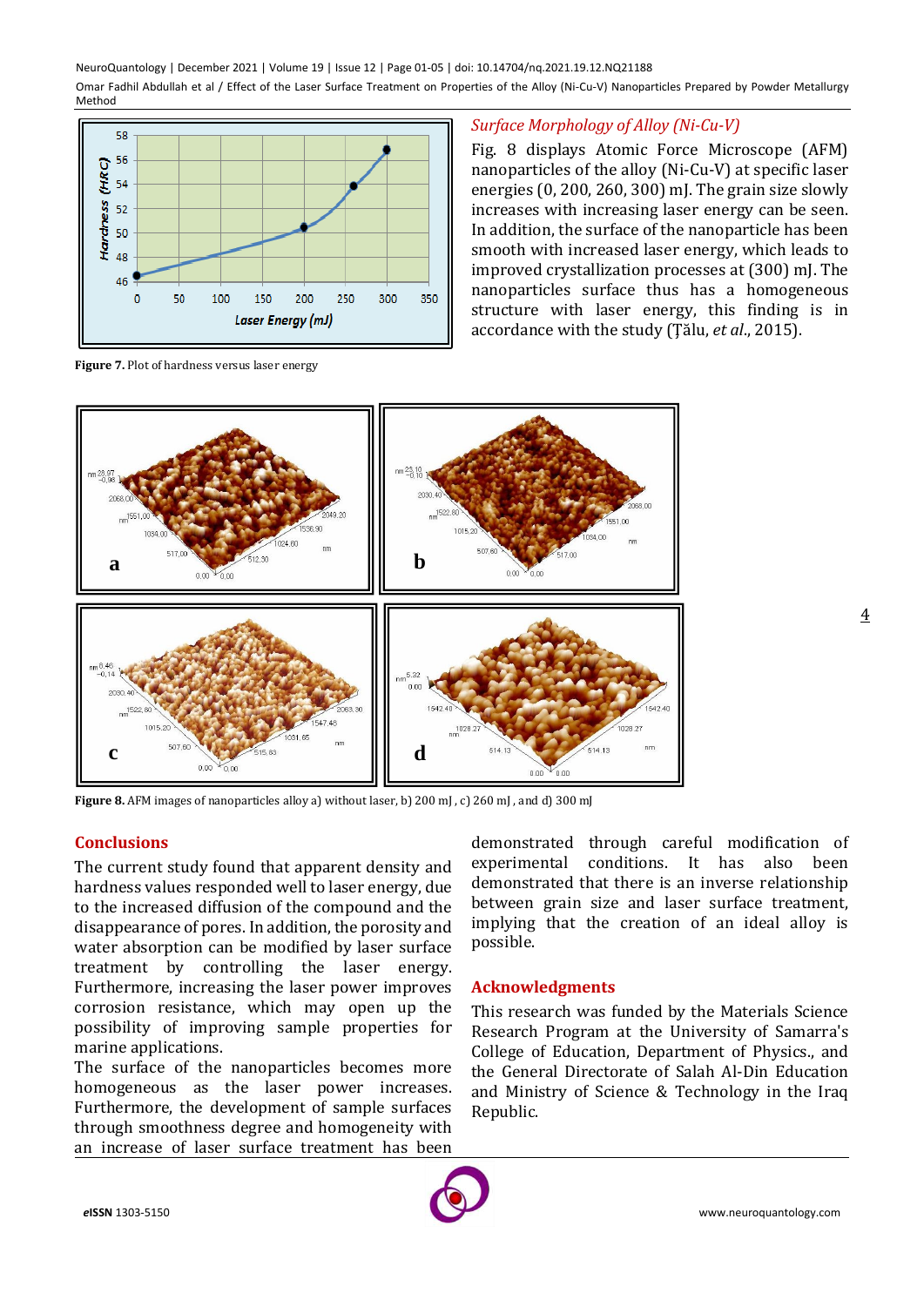Figure 7. Plot of hardness versus laser energy

## Surface Morphology of Alloy (Ni-Cu-V)

Fig. 8 displays Atomic Force Microscope (AFM) nanoparticles of the alloy (Ni-Cu-V) at specific laser energies (0, 200, 260, 300) mJ. The grain size slowly increases with increasing laser energy can be seen. In addition, the surface of the nanoparticle has been smooth with increased laser energy, which leads to improved crystallization processes at (300) mJ. The nanoparticles surface thus has a homogeneous structure with laser energy, this finding is in accordance with the study (Ţălu, *et al*., 2015).

**Figure 8.** AFM images of nanoparticles alloy a) without laser, b) 200 mJ , c) 260 mJ , and d) 300 mJ

## Conclusions

The current study found that apparent density and hardness values responded well to laser energy, due to the increased diffusion of the compound and the disappearance of pores. In addition, the porosity and water absorption can be modified by laser surface treatment by controlling the laser energy. Furthermore, increasing the laser power improves corrosion resistance, which may open up the possibility of improving sample properties for marine applications.

The surface of the nanoparticles becomes more homogeneous as the laser power increases. Furthermore, the development of sample surfaces through smoothness degree and homogeneity with an increase of laser surface treatment has been demonstrated through careful modification of experimental conditions. It has also been demonstrated that there is an inverse relationship between grain size and laser surface treatment, implying that the creation of an ideal alloy is possible.

## Acknowledgments

This research was funded by the Materials Science Research Program at the University of Samarra's College of Education, Department of Physics., and the General Directorate of Salah Al-Din Education and Ministry of Science & Technology in the Iraq Republic.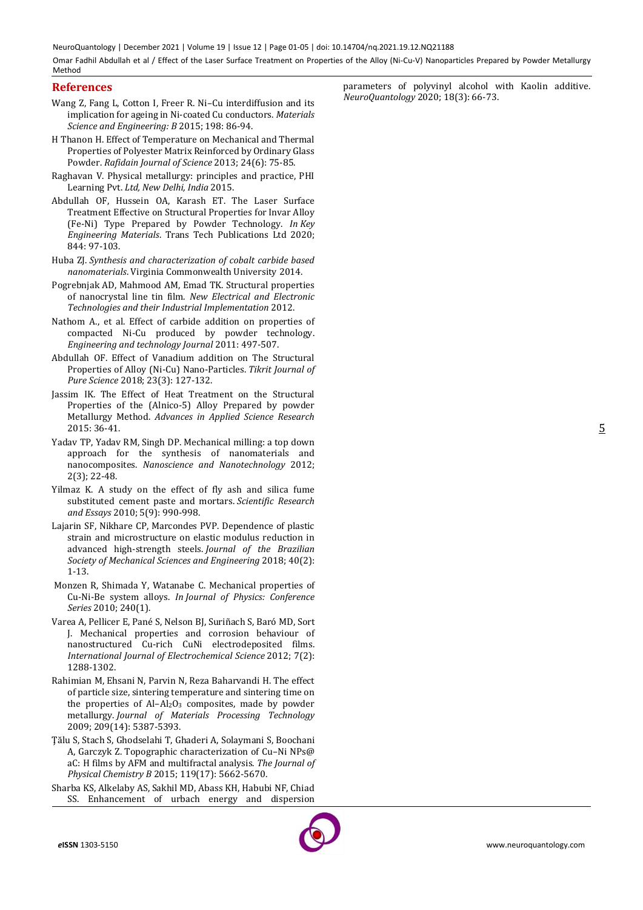## References

Wang Z, Fang L, Cotton I, Freer R. Ni–Cu interdiffusion and its implication for ageing in Ni-coated Cu conductors. *Materials Science and Engineering: B* 2015; 198: 86-94.

H Thanon H. Effect of Temperature on Mechanical and Thermal Properties of Polyester Matrix Reinforced by Ordinary Glass Powder. *Rafidain Journal of Science* 2013; 24(6): 75-85.

Raghavan V. Physical metallurgy: principles and practice, PHI Learning Pvt. *Ltd, New Delhi, India* 2015.

Abdullah OF, Hussein OA, Karash ET. The Laser Surface Treatment Effective on Structural Properties for Invar Alloy (Fe-Ni) Type Prepared by Powder Technology. *In Key Engineering Materials*. Trans Tech Publications Ltd 2020; 844: 97-103.

Huba ZJ. *Synthesis and characterization of cobalt carbide based nanomaterials*. Virginia Commonwealth University 2014.

Pogrebnjak AD, Mahmood AM, Emad TK. Structural properties of nanocrystal line tin film. *New Electrical and Electronic Technologies and their Industrial Implementation* 2012.

Nathom A., et al. Effect of carbide addition on properties of compacted Ni-Cu produced by powder technology. *Engineering and technology Journal* 2011: 497-507.

Abdullah OF. Effect of Vanadium addition on The Structural Properties of Alloy (Ni-Cu) Nano-Particles. *Tikrit Journal of Pure Science* 2018; 23(3): 127-132.

Jassim IK. The Effect of Heat Treatment on the Structural Properties of the (Alnico-5) Alloy Prepared by powder Metallurgy Method. *Advances in Applied Science Research* 2015: 36-41.

Yadav TP, Yadav RM, Singh DP. Mechanical milling: a top down approach for the synthesis of nanomaterials and nanocomposites. *Nanoscience and Nanotechnology* 2012; 2(3); 22-48.

Yilmaz K. A study on the effect of fly ash and silica fume substituted cement paste and mortars. *Scientific Research and Essays* 2010; 5(9): 990-998.

Lajarin SF, Nikhare CP, Marcondes PVP. Dependence of plastic strain and microstructure on elastic modulus reduction in advanced high-strength steels. *Journal of the Brazilian Society of Mechanical Sciences and Engineering* 2018; 40(2): 1-13.

Monzen R, Shimada Y, Watanabe C. Mechanical properties of Cu-Ni-Be system alloys. *In Journal of Physics: Conference Series* 2010; 240(1).

Varea A, Pellicer E, Pané S, Nelson BJ, Suriñach S, Baró MD, Sort J. Mechanical properties and corrosion behaviour of nanostructured Cu-rich CuNi electrodeposited films. *International Journal of Electrochemical Science* 2012; 7(2): 1288-1302.

Rahimian M, Ehsani N, Parvin N, Reza Baharvandi H. The effect of particle size, sintering temperature and sintering time on the properties of Al–$Al_2O_3$ composites, made by powder metallurgy. *Journal of Materials Processing Technology* 2009; 209(14): 5387-5393.

Ţălu S, Stach S, Ghodselahi T, Ghaderi A, Solaymani S, Boochani A, Garczyk Z. Topographic characterization of Cu–Ni NPs@ aC: H films by AFM and multifractal analysis. *The Journal of Physical Chemistry B* 2015; 119(17): 5662-5670.

Sharba KS, Alkelaby AS, Sakhil MD, Abass KH, Habubi NF, Chiad SS. Enhancement of urbach energy and dispersion parameters of polyvinyl alcohol with Kaolin additive. *NeuroQuantology* 2020; 18(3): 66-73.